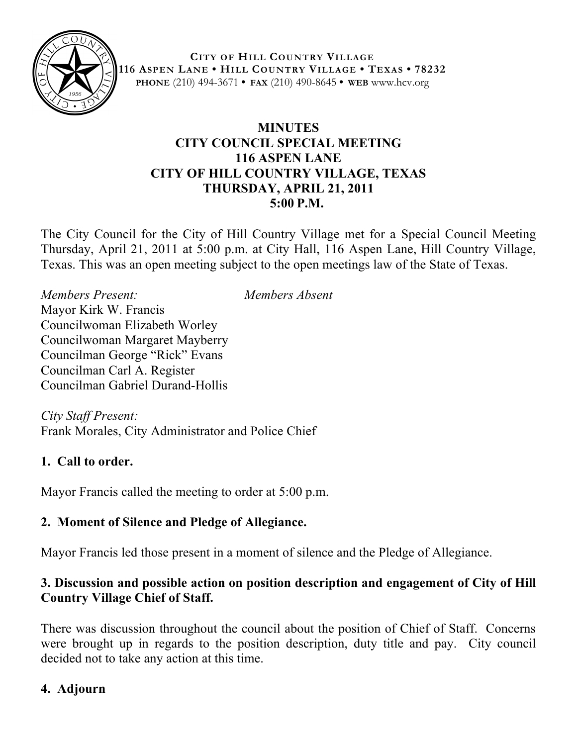CITY OF HILL COUNTRY VILLAGE
116 ASPEN LANE • HILL COUNTRY VILLAGE • TEXAS • 78232
PHONE (210) 494-3671 • FAX (210) 490-8645 • WEB www.hcv.org

# MINUTES
## CITY COUNCIL SPECIAL MEETING
## 116 ASPEN LANE
## CITY OF HILL COUNTRY VILLAGE, TEXAS
## THURSDAY, APRIL 21, 2011
## 5:00 P.M.

The City Council for the City of Hill Country Village met for a Special Council Meeting Thursday, April 21, 2011 at 5:00 p.m. at City Hall, 116 Aspen Lane, Hill Country Village, Texas. This was an open meeting subject to the open meetings law of the State of Texas.

*Members Present:*
Mayor Kirk W. Francis
Councilwoman Elizabeth Worley
Councilwoman Margaret Mayberry
Councilman George "Rick" Evans
Councilman Carl A. Register
Councilman Gabriel Durand-Hollis

*Members Absent*

*City Staff Present:*
Frank Morales, City Administrator and Police Chief

**1. Call to order.**

Mayor Francis called the meeting to order at 5:00 p.m.

**2. Moment of Silence and Pledge of Allegiance.**

Mayor Francis led those present in a moment of silence and the Pledge of Allegiance.

**3. Discussion and possible action on position description and engagement of City of Hill Country Village Chief of Staff.**

There was discussion throughout the council about the position of Chief of Staff. Concerns were brought up in regards to the position description, duty title and pay. City council decided not to take any action at this time.

**4. Adjourn**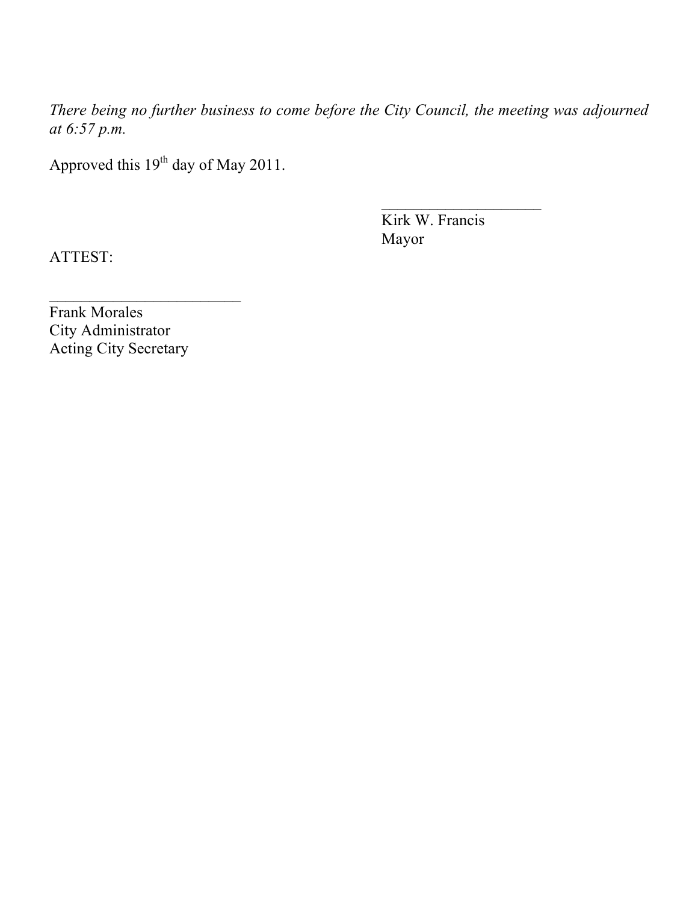*There being no further business to come before the City Council, the meeting was adjourned at 6:57 p.m.*

Approved this 19th day of May 2011.

\_\_\_\_\_\_\_\_\_\_\_\_\_\_\_\_\_\_\_\_\_\_
Kirk W. Francis
Mayor

ATTEST:

\_\_\_\_\_\_\_\_\_\_\_\_\_\_\_\_\_\_\_\_\_\_\_\_\_\_
Frank Morales
City Administrator
Acting City Secretary